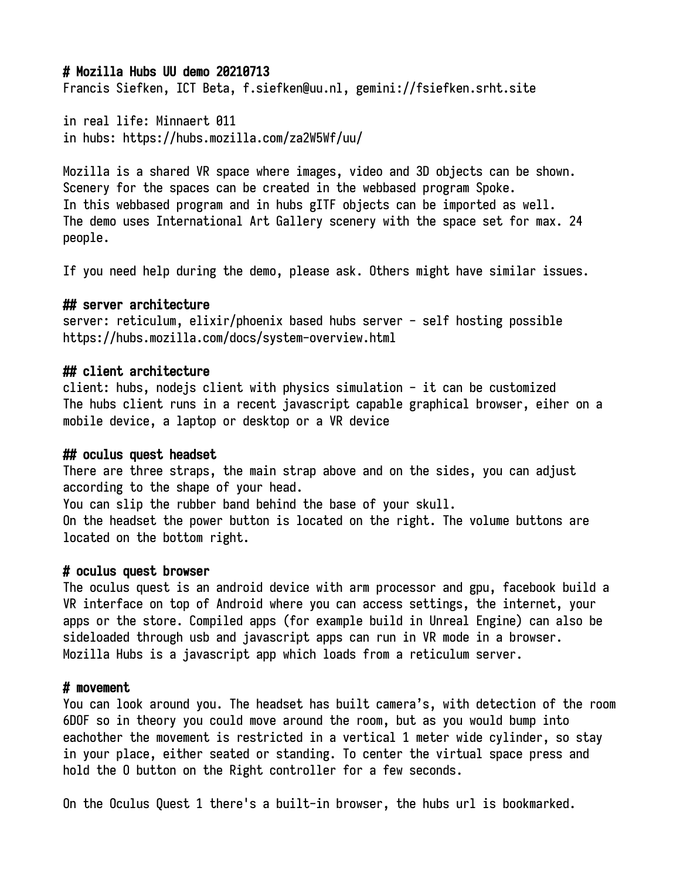# Mozilla Hubs UU demo 20210713

Francis Siefken, ICT Beta, f.siefken@uu.nl, gemini://fsiefken.srht.site

in real life: Minnaert 011
in hubs: https://hubs.mozilla.com/za2W5Wf/uu/

Mozilla is a shared VR space where images, video and 3D objects can be shown.
Scenery for the spaces can be created in the webbased program Spoke.
In this webbased program and in hubs gITF objects can be imported as well.
The demo uses International Art Gallery scenery with the space set for max. 24 people.

If you need help during the demo, please ask. Others might have similar issues.

## server architecture

server: reticulum, elixir/phoenix based hubs server - self hosting possible
https://hubs.mozilla.com/docs/system-overview.html

## client architecture

client: hubs, nodejs client with physics simulation - it can be customized
The hubs client runs in a recent javascript capable graphical browser, eiher on a mobile device, a laptop or desktop or a VR device

## oculus quest headset

There are three straps, the main strap above and on the sides, you can adjust according to the shape of your head.
You can slip the rubber band behind the base of your skull.
On the headset the power button is located on the right. The volume buttons are located on the bottom right.

# oculus quest browser

The oculus quest is an android device with arm processor and gpu, facebook build a VR interface on top of Android where you can access settings, the internet, your apps or the store. Compiled apps (for example build in Unreal Engine) can also be sideloaded through usb and javascript apps can run in VR mode in a browser.
Mozilla Hubs is a javascript app which loads from a reticulum server.

# movement

You can look around you. The headset has built camera's, with detection of the room 6DOF so in theory you could move around the room, but as you would bump into eachother the movement is restricted in a vertical 1 meter wide cylinder, so stay in your place, either seated or standing. To center the virtual space press and hold the O button on the Right controller for a few seconds.

On the Oculus Quest 1 there's a built-in browser, the hubs url is bookmarked.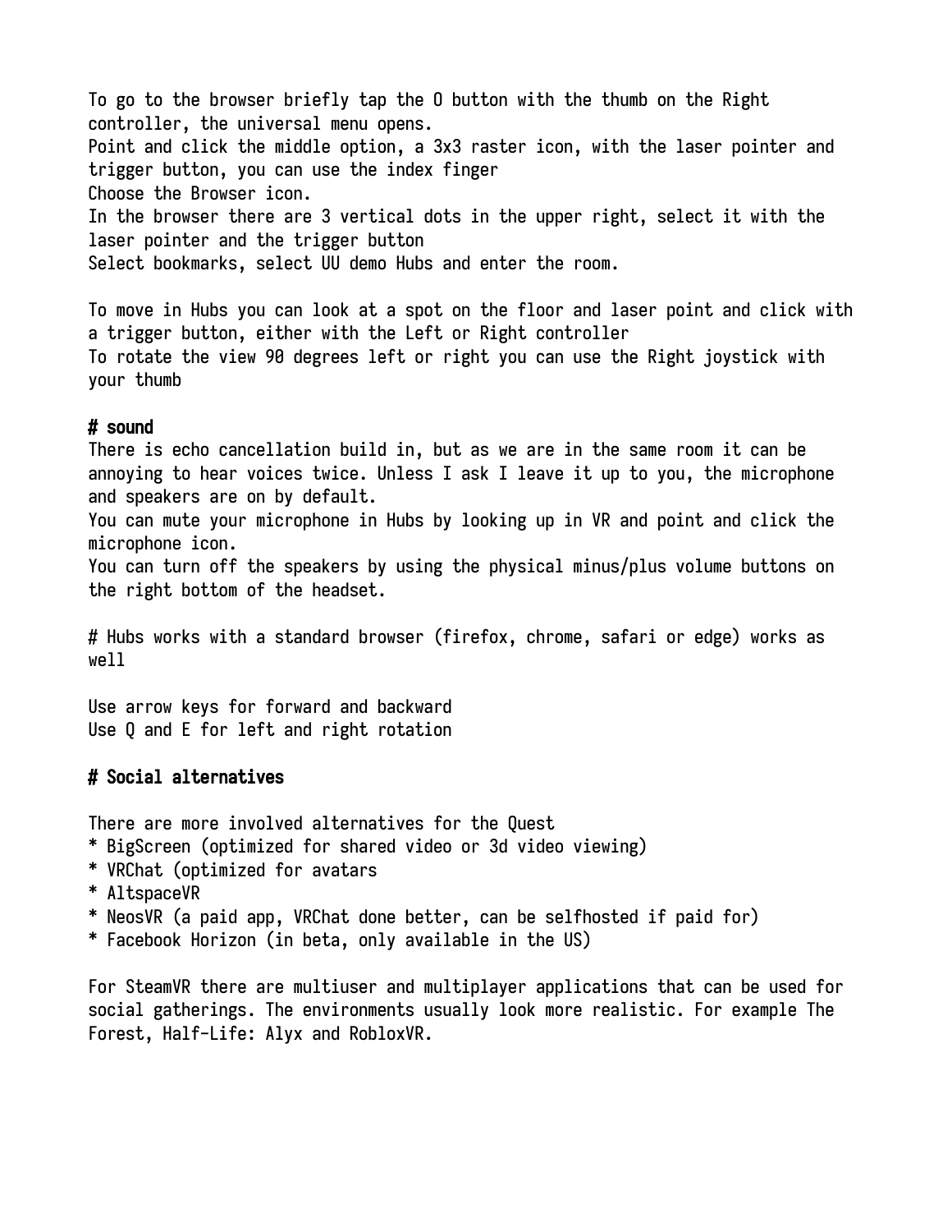To go to the browser briefly tap the O button with the thumb on the Right controller, the universal menu opens.
Point and click the middle option, a 3x3 raster icon, with the laser pointer and trigger button, you can use the index finger
Choose the Browser icon.
In the browser there are 3 vertical dots in the upper right, select it with the laser pointer and the trigger button
Select bookmarks, select UU demo Hubs and enter the room.

To move in Hubs you can look at a spot on the floor and laser point and click with a trigger button, either with the Left or Right controller
To rotate the view 90 degrees left or right you can use the Right joystick with your thumb

# sound

There is echo cancellation build in, but as we are in the same room it can be annoying to hear voices twice. Unless I ask I leave it up to you, the microphone and speakers are on by default.
You can mute your microphone in Hubs by looking up in VR and point and click the microphone icon.
You can turn off the speakers by using the physical minus/plus volume buttons on the right bottom of the headset.

# Hubs works with a standard browser (firefox, chrome, safari or edge) works as well

Use arrow keys for forward and backward
Use Q and E for left and right rotation

# Social alternatives

There are more involved alternatives for the Quest
* BigScreen (optimized for shared video or 3d video viewing)
* VRChat (optimized for avatars
* AltspaceVR
* NeosVR (a paid app, VRChat done better, can be selfhosted if paid for)
* Facebook Horizon (in beta, only available in the US)

For SteamVR there are multiuser and multiplayer applications that can be used for social gatherings. The environments usually look more realistic. For example The Forest, Half-Life: Alyx and RobloxVR.